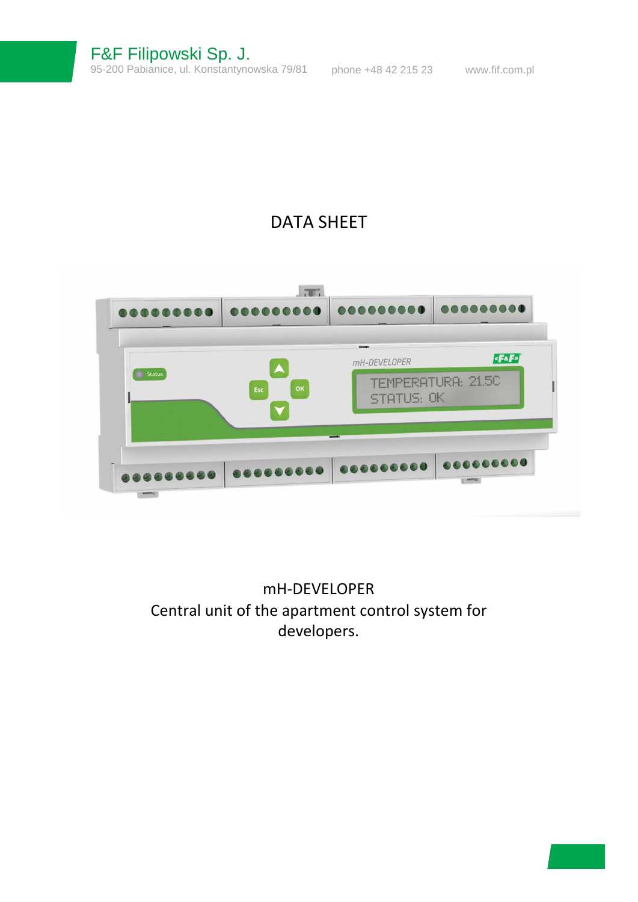F&F Filipowski Sp. J.
95-200 Pabianice, ul. Konstantynowska 79/81 phone +48 42 215 23 www.fif.com.pl

# DATA SHEET

mH-DEVELOPER
Central unit of the apartment control system for developers.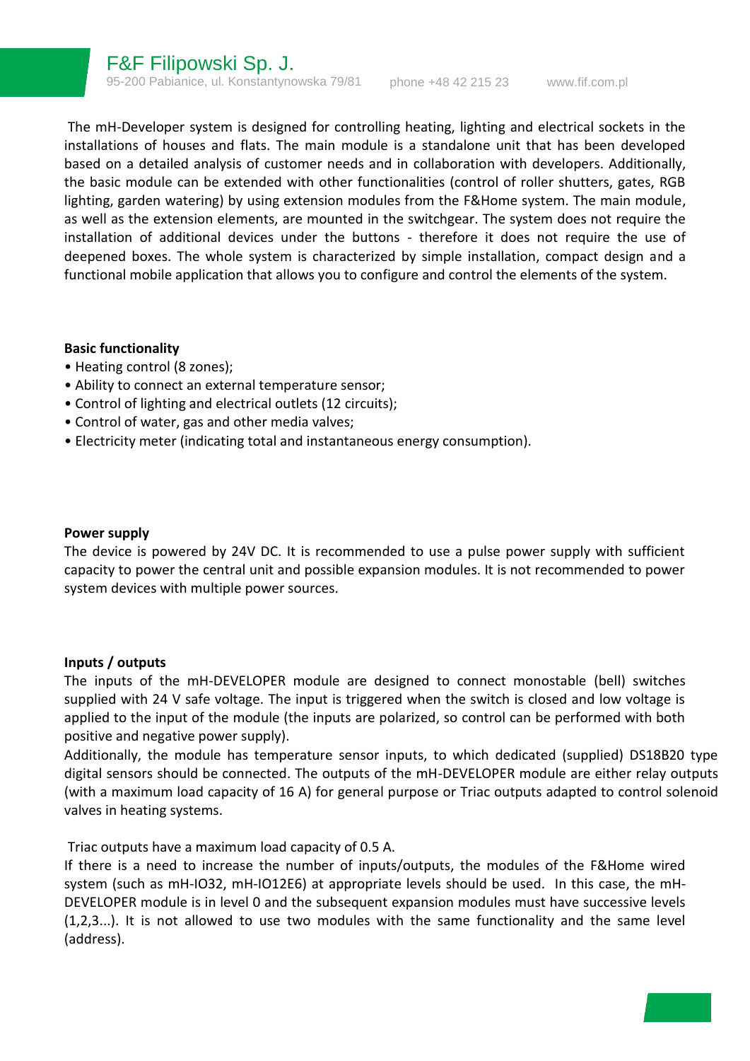The mH-Developer system is designed for controlling heating, lighting and electrical sockets in the installations of houses and flats. The main module is a standalone unit that has been developed based on a detailed analysis of customer needs and in collaboration with developers. Additionally, the basic module can be extended with other functionalities (control of roller shutters, gates, RGB lighting, garden watering) by using extension modules from the F&Home system. The main module, as well as the extension elements, are mounted in the switchgear. The system does not require the installation of additional devices under the buttons - therefore it does not require the use of deepened boxes. The whole system is characterized by simple installation, compact design and a functional mobile application that allows you to configure and control the elements of the system.

**Basic functionality**

- Heating control (8 zones);
- Ability to connect an external temperature sensor;
- Control of lighting and electrical outlets (12 circuits);
- Control of water, gas and other media valves;
- Electricity meter (indicating total and instantaneous energy consumption).

**Power supply**

The device is powered by 24V DC. It is recommended to use a pulse power supply with sufficient capacity to power the central unit and possible expansion modules. It is not recommended to power system devices with multiple power sources.

**Inputs / outputs**

The inputs of the mH-DEVELOPER module are designed to connect monostable (bell) switches supplied with 24 V safe voltage. The input is triggered when the switch is closed and low voltage is applied to the input of the module (the inputs are polarized, so control can be performed with both positive and negative power supply).

Additionally, the module has temperature sensor inputs, to which dedicated (supplied) DS18B20 type digital sensors should be connected. The outputs of the mH-DEVELOPER module are either relay outputs (with a maximum load capacity of 16 A) for general purpose or Triac outputs adapted to control solenoid valves in heating systems.

Triac outputs have a maximum load capacity of 0.5 A.

If there is a need to increase the number of inputs/outputs, the modules of the F&Home wired system (such as mH-IO32, mH-IO12E6) at appropriate levels should be used. In this case, the mH-DEVELOPER module is in level 0 and the subsequent expansion modules must have successive levels (1,2,3...). It is not allowed to use two modules with the same functionality and the same level (address).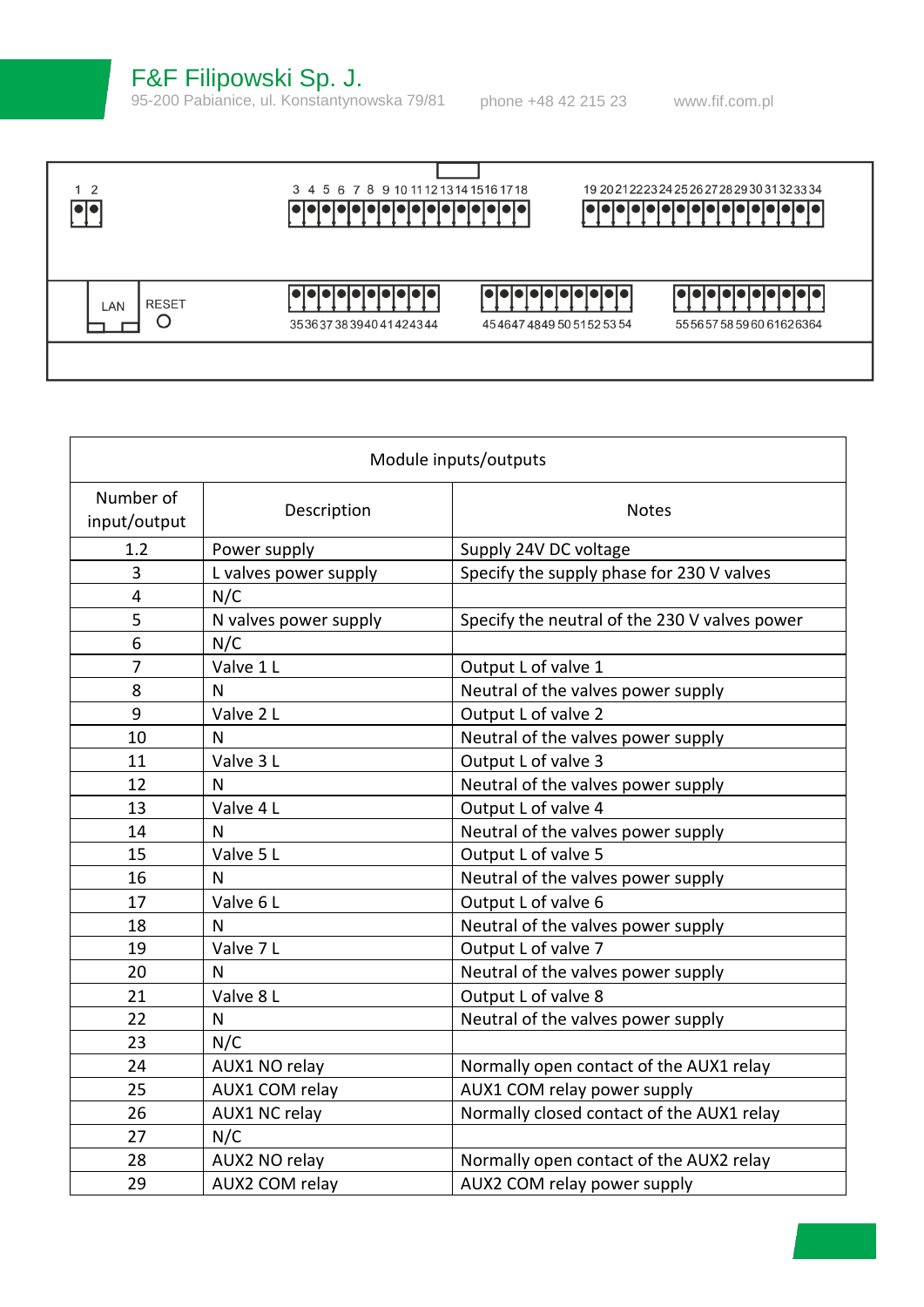| Module inputs/outputs | | |
|---|---|---|
| Number of input/output | Description | Notes |
| 1.2 | Power supply | Supply 24V DC voltage |
| 3 | L valves power supply | Specify the supply phase for 230 V valves |
| 4 | N/C | |
| 5 | N valves power supply | Specify the neutral of the 230 V valves power |
| 6 | N/C | |
| 7 | Valve 1 L | Output L of valve 1 |
| 8 | N | Neutral of the valves power supply |
| 9 | Valve 2 L | Output L of valve 2 |
| 10 | N | Neutral of the valves power supply |
| 11 | Valve 3 L | Output L of valve 3 |
| 12 | N | Neutral of the valves power supply |
| 13 | Valve 4 L | Output L of valve 4 |
| 14 | N | Neutral of the valves power supply |
| 15 | Valve 5 L | Output L of valve 5 |
| 16 | N | Neutral of the valves power supply |
| 17 | Valve 6 L | Output L of valve 6 |
| 18 | N | Neutral of the valves power supply |
| 19 | Valve 7 L | Output L of valve 7 |
| 20 | N | Neutral of the valves power supply |
| 21 | Valve 8 L | Output L of valve 8 |
| 22 | N | Neutral of the valves power supply |
| 23 | N/C | |
| 24 | AUX1 NO relay | Normally open contact of the AUX1 relay |
| 25 | AUX1 COM relay | AUX1 COM relay power supply |
| 26 | AUX1 NC relay | Normally closed contact of the AUX1 relay |
| 27 | N/C | |
| 28 | AUX2 NO relay | Normally open contact of the AUX2 relay |
| 29 | AUX2 COM relay | AUX2 COM relay power supply |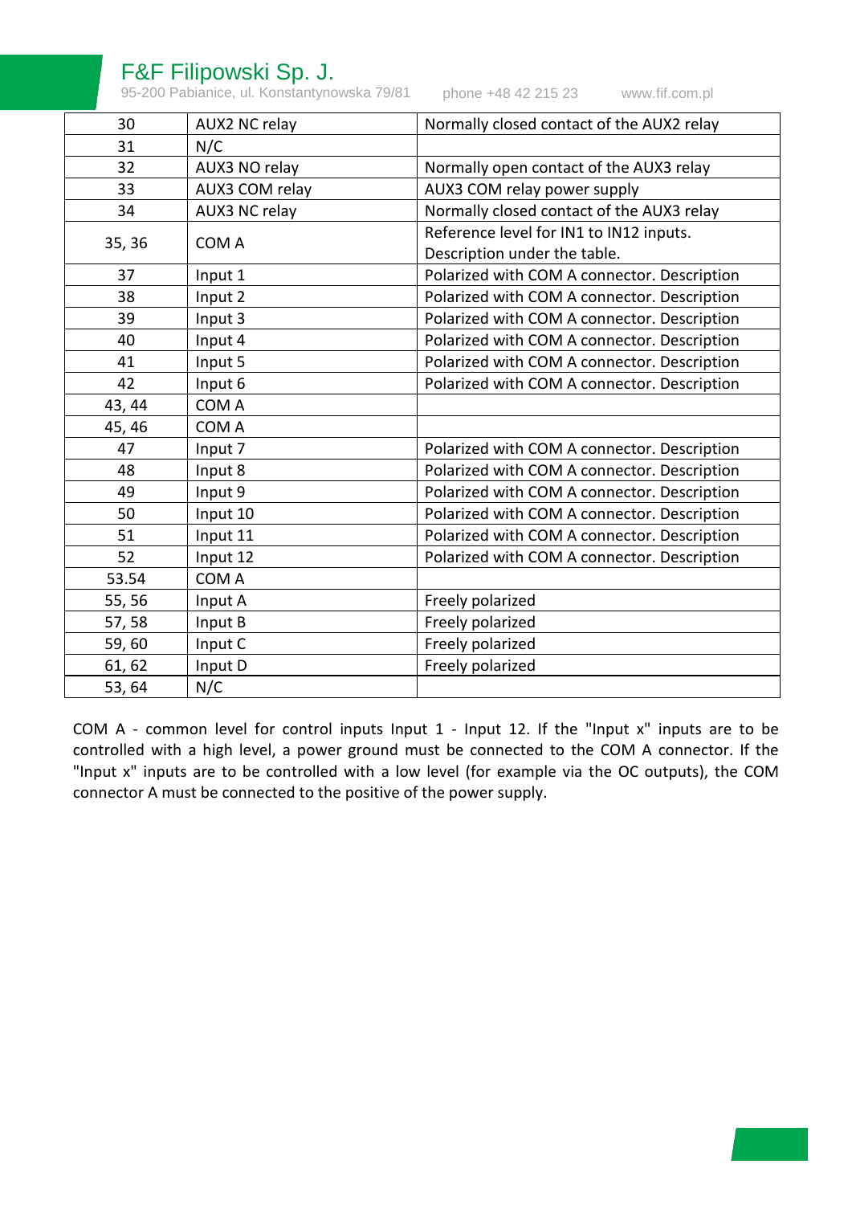| 30 | AUX2 NC relay | Normally closed contact of the AUX2 relay |
|---|---|---|
| 31 | N/C | |
| 32 | AUX3 NO relay | Normally open contact of the AUX3 relay |
| 33 | AUX3 COM relay | AUX3 COM relay power supply |
| 34 | AUX3 NC relay | Normally closed contact of the AUX3 relay |
| 35, 36 | COM A | Reference level for IN1 to IN12 inputs. Description under the table. |
| 37 | Input 1 | Polarized with COM A connector. Description |
| 38 | Input 2 | Polarized with COM A connector. Description |
| 39 | Input 3 | Polarized with COM A connector. Description |
| 40 | Input 4 | Polarized with COM A connector. Description |
| 41 | Input 5 | Polarized with COM A connector. Description |
| 42 | Input 6 | Polarized with COM A connector. Description |
| 43, 44 | COM A | |
| 45, 46 | COM A | |
| 47 | Input 7 | Polarized with COM A connector. Description |
| 48 | Input 8 | Polarized with COM A connector. Description |
| 49 | Input 9 | Polarized with COM A connector. Description |
| 50 | Input 10 | Polarized with COM A connector. Description |
| 51 | Input 11 | Polarized with COM A connector. Description |
| 52 | Input 12 | Polarized with COM A connector. Description |
| 53.54 | COM A | |
| 55, 56 | Input A | Freely polarized |
| 57, 58 | Input B | Freely polarized |
| 59, 60 | Input C | Freely polarized |
| 61, 62 | Input D | Freely polarized |
| 53, 64 | N/C | |

COM A - common level for control inputs Input 1 - Input 12. If the "Input x" inputs are to be controlled with a high level, a power ground must be connected to the COM A connector. If the "Input x" inputs are to be controlled with a low level (for example via the OC outputs), the COM connector A must be connected to the positive of the power supply.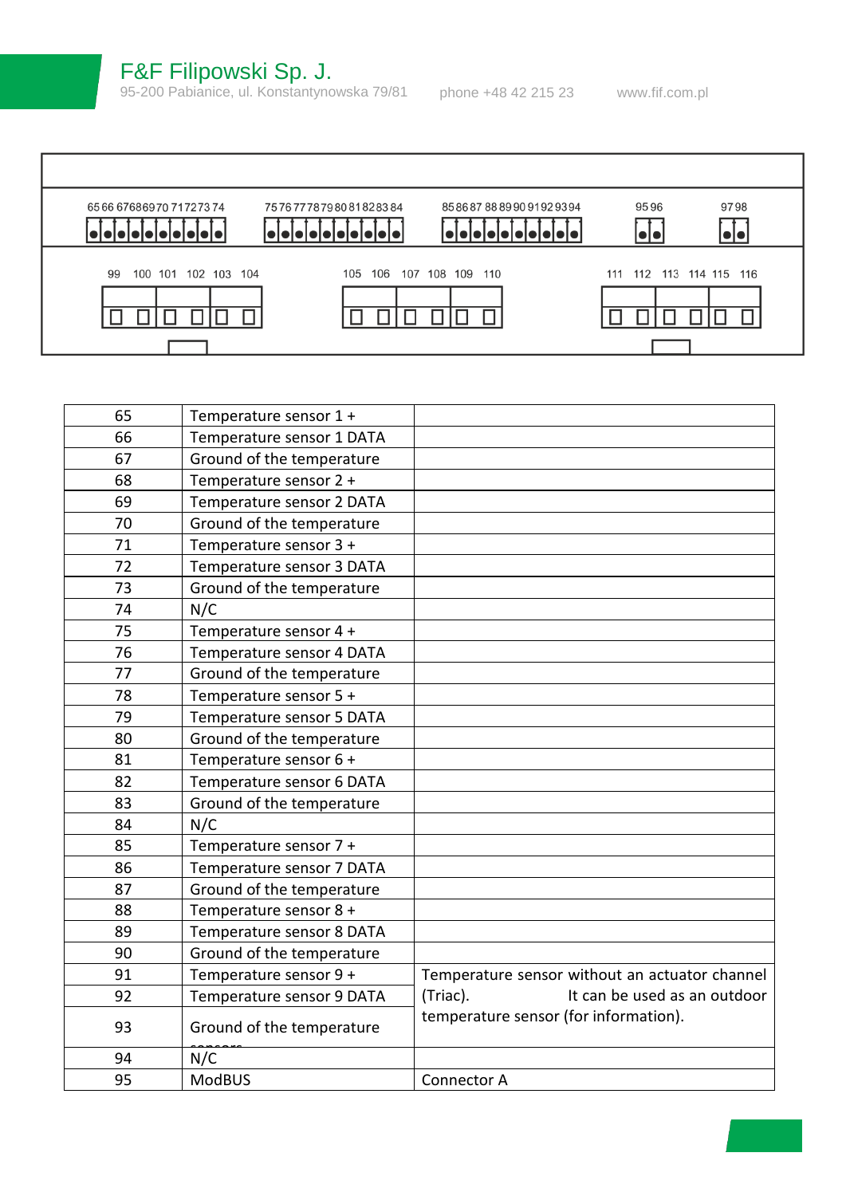65 66 67 68 69 70 71 72 73 74 | 75 76 77 78 79 80 81 82 83 84 | 85 86 87 88 89 90 91 92 93 94 | 95 96 | 97 98

99 100 101 102 103 104 | 105 106 107 108 109 110 | 111 112 113 114 115 116

| | | |
|---|---|---|
| 65 | Temperature sensor 1 + | |
| 66 | Temperature sensor 1 DATA | |
| 67 | Ground of the temperature | |
| 68 | Temperature sensor 2 + | |
| 69 | Temperature sensor 2 DATA | |
| 70 | Ground of the temperature | |
| 71 | Temperature sensor 3 + | |
| 72 | Temperature sensor 3 DATA | |
| 73 | Ground of the temperature | |
| 74 | N/C | |
| 75 | Temperature sensor 4 + | |
| 76 | Temperature sensor 4 DATA | |
| 77 | Ground of the temperature | |
| 78 | Temperature sensor 5 + | |
| 79 | Temperature sensor 5 DATA | |
| 80 | Ground of the temperature | |
| 81 | Temperature sensor 6 + | |
| 82 | Temperature sensor 6 DATA | |
| 83 | Ground of the temperature | |
| 84 | N/C | |
| 85 | Temperature sensor 7 + | |
| 86 | Temperature sensor 7 DATA | |
| 87 | Ground of the temperature | |
| 88 | Temperature sensor 8 + | |
| 89 | Temperature sensor 8 DATA | |
| 90 | Ground of the temperature | |
| 91 | Temperature sensor 9 + | Temperature sensor without an actuator channel (Triac). It can be used as an outdoor temperature sensor (for information). |
| 92 | Temperature sensor 9 DATA | |
| 93 | Ground of the temperature sensors | |
| 94 | N/C | |
| 95 | ModBUS | Connector A |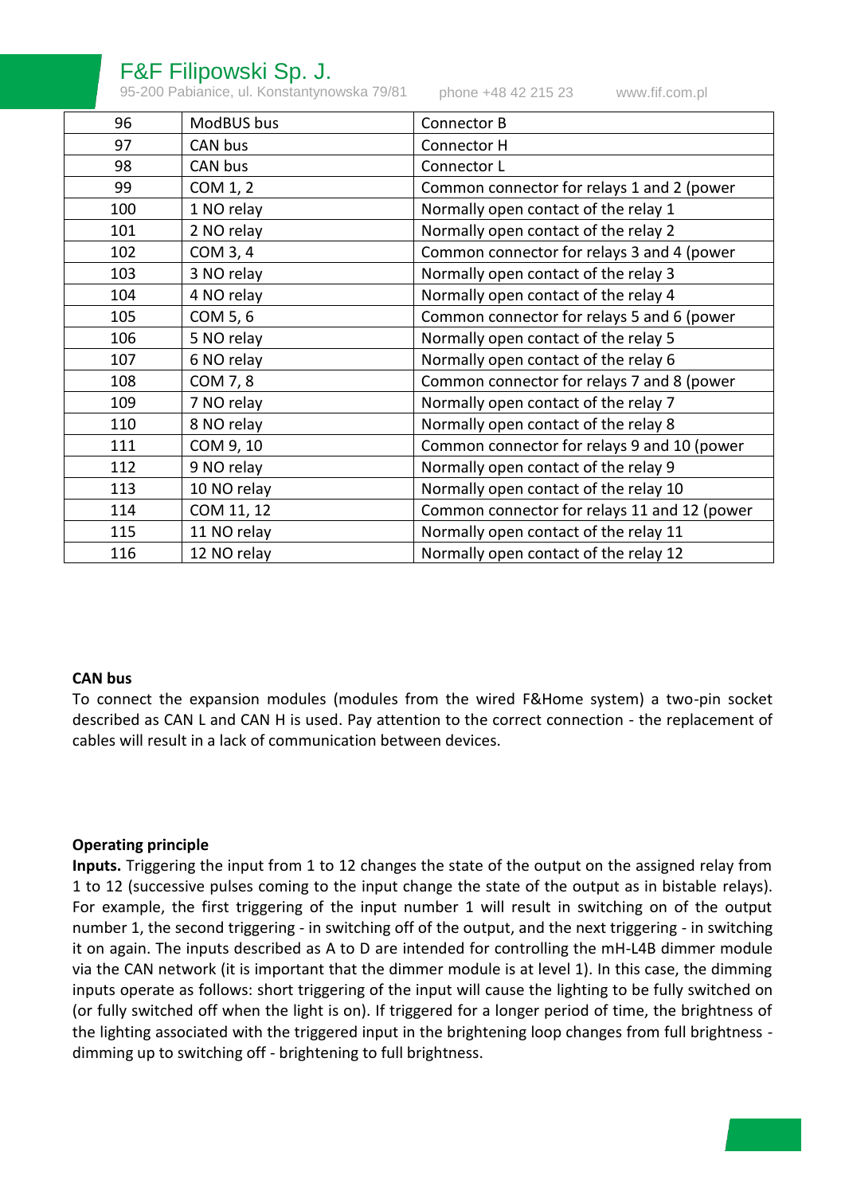| 96 | ModBUS bus | Connector B |
|---|---|---|
| 97 | CAN bus | Connector H |
| 98 | CAN bus | Connector L |
| 99 | COM 1, 2 | Common connector for relays 1 and 2 (power |
| 100 | 1 NO relay | Normally open contact of the relay 1 |
| 101 | 2 NO relay | Normally open contact of the relay 2 |
| 102 | COM 3, 4 | Common connector for relays 3 and 4 (power |
| 103 | 3 NO relay | Normally open contact of the relay 3 |
| 104 | 4 NO relay | Normally open contact of the relay 4 |
| 105 | COM 5, 6 | Common connector for relays 5 and 6 (power |
| 106 | 5 NO relay | Normally open contact of the relay 5 |
| 107 | 6 NO relay | Normally open contact of the relay 6 |
| 108 | COM 7, 8 | Common connector for relays 7 and 8 (power |
| 109 | 7 NO relay | Normally open contact of the relay 7 |
| 110 | 8 NO relay | Normally open contact of the relay 8 |
| 111 | COM 9, 10 | Common connector for relays 9 and 10 (power |
| 112 | 9 NO relay | Normally open contact of the relay 9 |
| 113 | 10 NO relay | Normally open contact of the relay 10 |
| 114 | COM 11, 12 | Common connector for relays 11 and 12 (power |
| 115 | 11 NO relay | Normally open contact of the relay 11 |
| 116 | 12 NO relay | Normally open contact of the relay 12 |

**CAN bus**

To connect the expansion modules (modules from the wired F&Home system) a two-pin socket described as CAN L and CAN H is used. Pay attention to the correct connection - the replacement of cables will result in a lack of communication between devices.

**Operating principle**

**Inputs.** Triggering the input from 1 to 12 changes the state of the output on the assigned relay from 1 to 12 (successive pulses coming to the input change the state of the output as in bistable relays). For example, the first triggering of the input number 1 will result in switching on of the output number 1, the second triggering - in switching off of the output, and the next triggering - in switching it on again. The inputs described as A to D are intended for controlling the mH-L4B dimmer module via the CAN network (it is important that the dimmer module is at level 1). In this case, the dimming inputs operate as follows: short triggering of the input will cause the lighting to be fully switched on (or fully switched off when the light is on). If triggered for a longer period of time, the brightness of the lighting associated with the triggered input in the brightening loop changes from full brightness - dimming up to switching off - brightening to full brightness.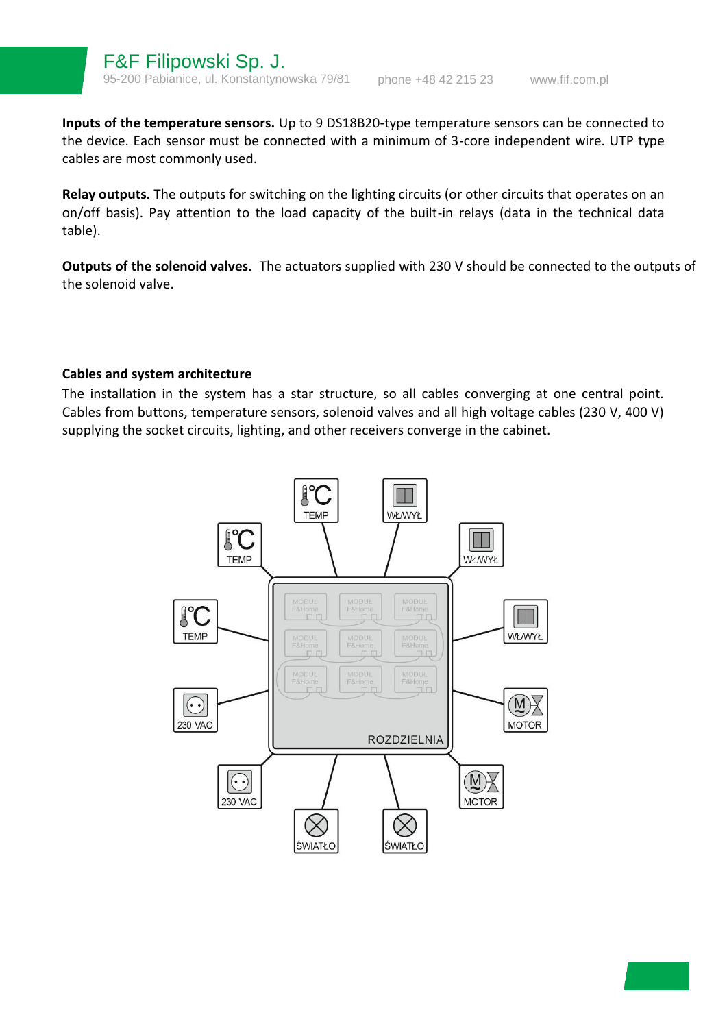**Inputs of the temperature sensors.** Up to 9 DS18B20-type temperature sensors can be connected to the device. Each sensor must be connected with a minimum of 3-core independent wire. UTP type cables are most commonly used.

**Relay outputs.** The outputs for switching on the lighting circuits (or other circuits that operates on an on/off basis). Pay attention to the load capacity of the built-in relays (data in the technical data table).

**Outputs of the solenoid valves.** The actuators supplied with 230 V should be connected to the outputs of the solenoid valve.

### Cables and system architecture

The installation in the system has a star structure, so all cables converging at one central point. Cables from buttons, temperature sensors, solenoid valves and all high voltage cables (230 V, 400 V) supplying the socket circuits, lighting, and other receivers converge in the cabinet.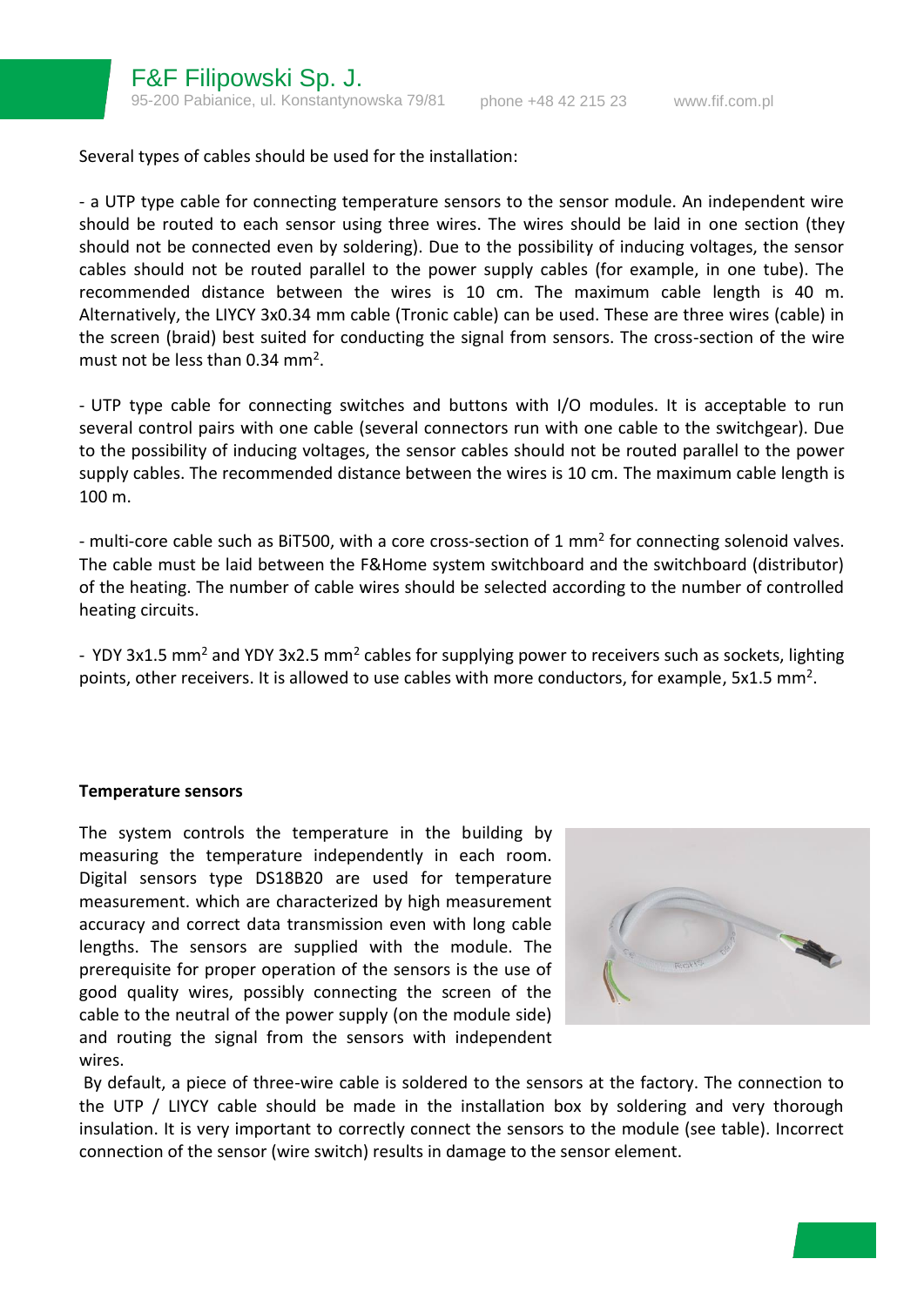Several types of cables should be used for the installation:

- a UTP type cable for connecting temperature sensors to the sensor module. An independent wire should be routed to each sensor using three wires. The wires should be laid in one section (they should not be connected even by soldering). Due to the possibility of inducing voltages, the sensor cables should not be routed parallel to the power supply cables (for example, in one tube). The recommended distance between the wires is 10 cm. The maximum cable length is 40 m. Alternatively, the LIYCY 3x0.34 mm cable (Tronic cable) can be used. These are three wires (cable) in the screen (braid) best suited for conducting the signal from sensors. The cross-section of the wire must not be less than 0.34 $mm^2$.

- UTP type cable for connecting switches and buttons with I/O modules. It is acceptable to run several control pairs with one cable (several connectors run with one cable to the switchgear). Due to the possibility of inducing voltages, the sensor cables should not be routed parallel to the power supply cables. The recommended distance between the wires is 10 cm. The maximum cable length is 100 m.

- multi-core cable such as BiT500, with a core cross-section of 1 $mm^2$ for connecting solenoid valves. The cable must be laid between the F&Home system switchboard and the switchboard (distributor) of the heating. The number of cable wires should be selected according to the number of controlled heating circuits.

- YDY 3x1.5 $mm^2$ and YDY 3x2.5 $mm^2$ cables for supplying power to receivers such as sockets, lighting points, other receivers. It is allowed to use cables with more conductors, for example, 5x1.5 $mm^2$.

**Temperature sensors**

The system controls the temperature in the building by measuring the temperature independently in each room. Digital sensors type DS18B20 are used for temperature measurement. which are characterized by high measurement accuracy and correct data transmission even with long cable lengths. The sensors are supplied with the module. The prerequisite for proper operation of the sensors is the use of good quality wires, possibly connecting the screen of the cable to the neutral of the power supply (on the module side) and routing the signal from the sensors with independent wires.

By default, a piece of three-wire cable is soldered to the sensors at the factory. The connection to the UTP / LIYCY cable should be made in the installation box by soldering and very thorough insulation. It is very important to correctly connect the sensors to the module (see table). Incorrect connection of the sensor (wire switch) results in damage to the sensor element.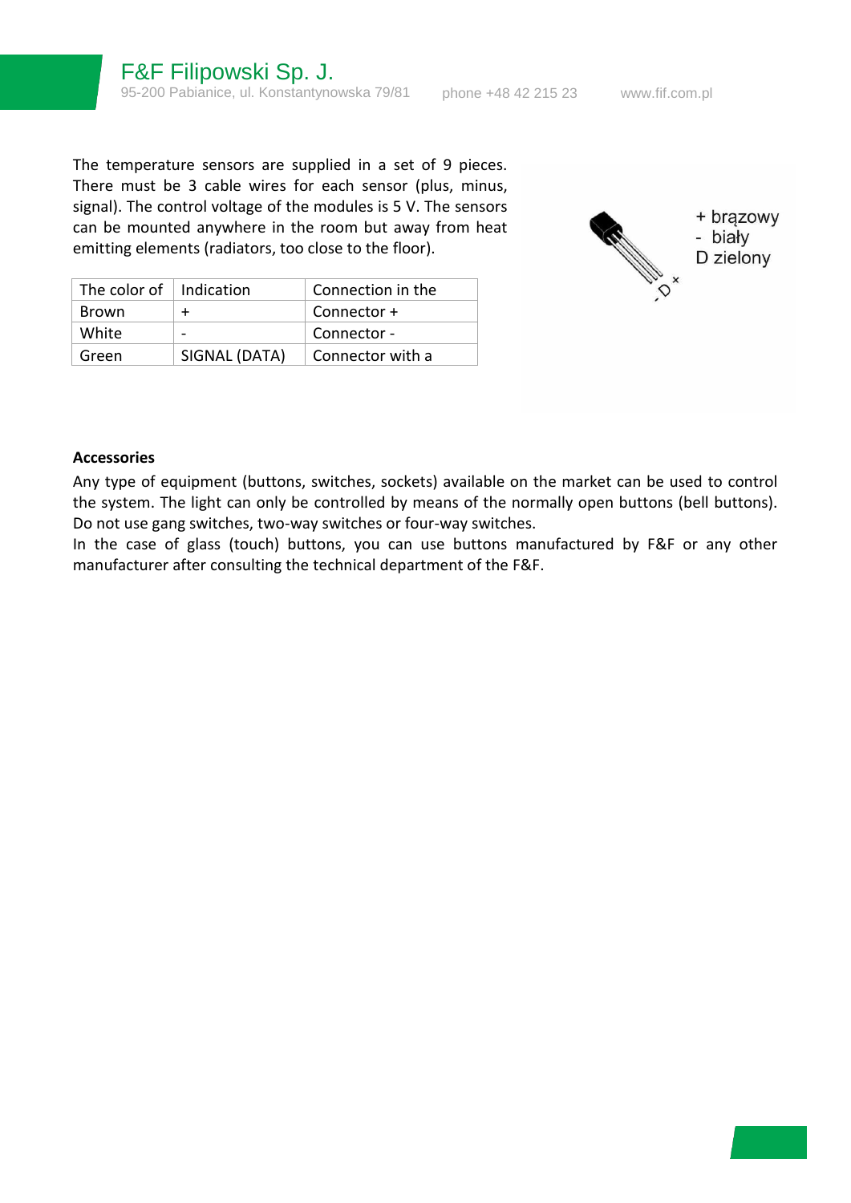The temperature sensors are supplied in a set of 9 pieces. There must be 3 cable wires for each sensor (plus, minus, signal). The control voltage of the modules is 5 V. The sensors can be mounted anywhere in the room but away from heat emitting elements (radiators, too close to the floor).

| The color of | Indication | Connection in the |
|---|---|---|
| Brown | + | Connector + |
| White | - | Connector - |
| Green | SIGNAL (DATA) | Connector with a |

+ brązowy
- biały
D zielony

**Accessories**

Any type of equipment (buttons, switches, sockets) available on the market can be used to control the system. The light can only be controlled by means of the normally open buttons (bell buttons). Do not use gang switches, two-way switches or four-way switches.

In the case of glass (touch) buttons, you can use buttons manufactured by F&F or any other manufacturer after consulting the technical department of the F&F.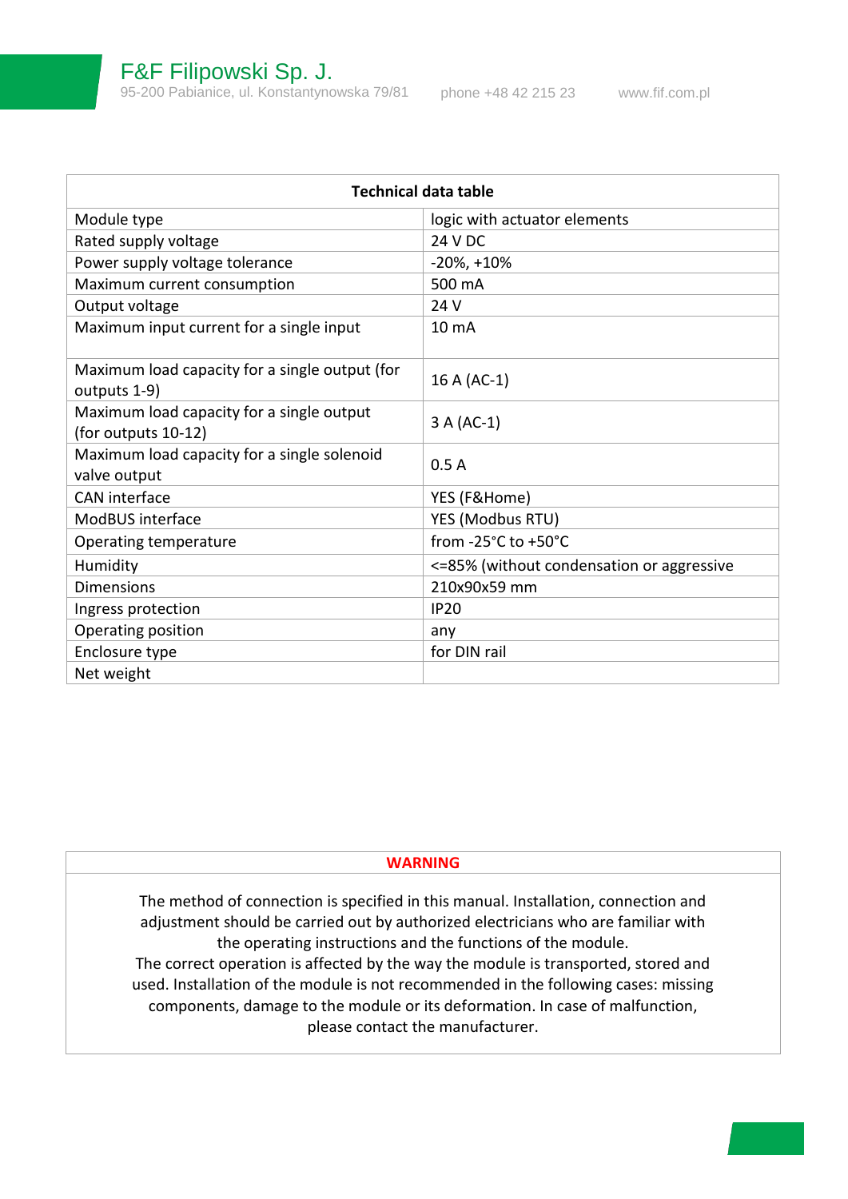| Technical data table | |
|---|---|
| Module type | logic with actuator elements |
| Rated supply voltage | 24 V DC |
| Power supply voltage tolerance | -20%, +10% |
| Maximum current consumption | 500 mA |
| Output voltage | 24 V |
| Maximum input current for a single input | 10 mA |
| Maximum load capacity for a single output (for outputs 1-9) | 16 A (AC-1) |
| Maximum load capacity for a single output (for outputs 10-12) | 3 A (AC-1) |
| Maximum load capacity for a single solenoid valve output | 0.5 A |
| CAN interface | YES (F&Home) |
| ModBUS interface | YES (Modbus RTU) |
| Operating temperature | from -25°C to +50°C |
| Humidity | <=85% (without condensation or aggressive |
| Dimensions | 210x90x59 mm |
| Ingress protection | IP20 |
| Operating position | any |
| Enclosure type | for DIN rail |
| Net weight | |

**WARNING**

The method of connection is specified in this manual. Installation, connection and adjustment should be carried out by authorized electricians who are familiar with the operating instructions and the functions of the module.
The correct operation is affected by the way the module is transported, stored and used. Installation of the module is not recommended in the following cases: missing components, damage to the module or its deformation. In case of malfunction, please contact the manufacturer.